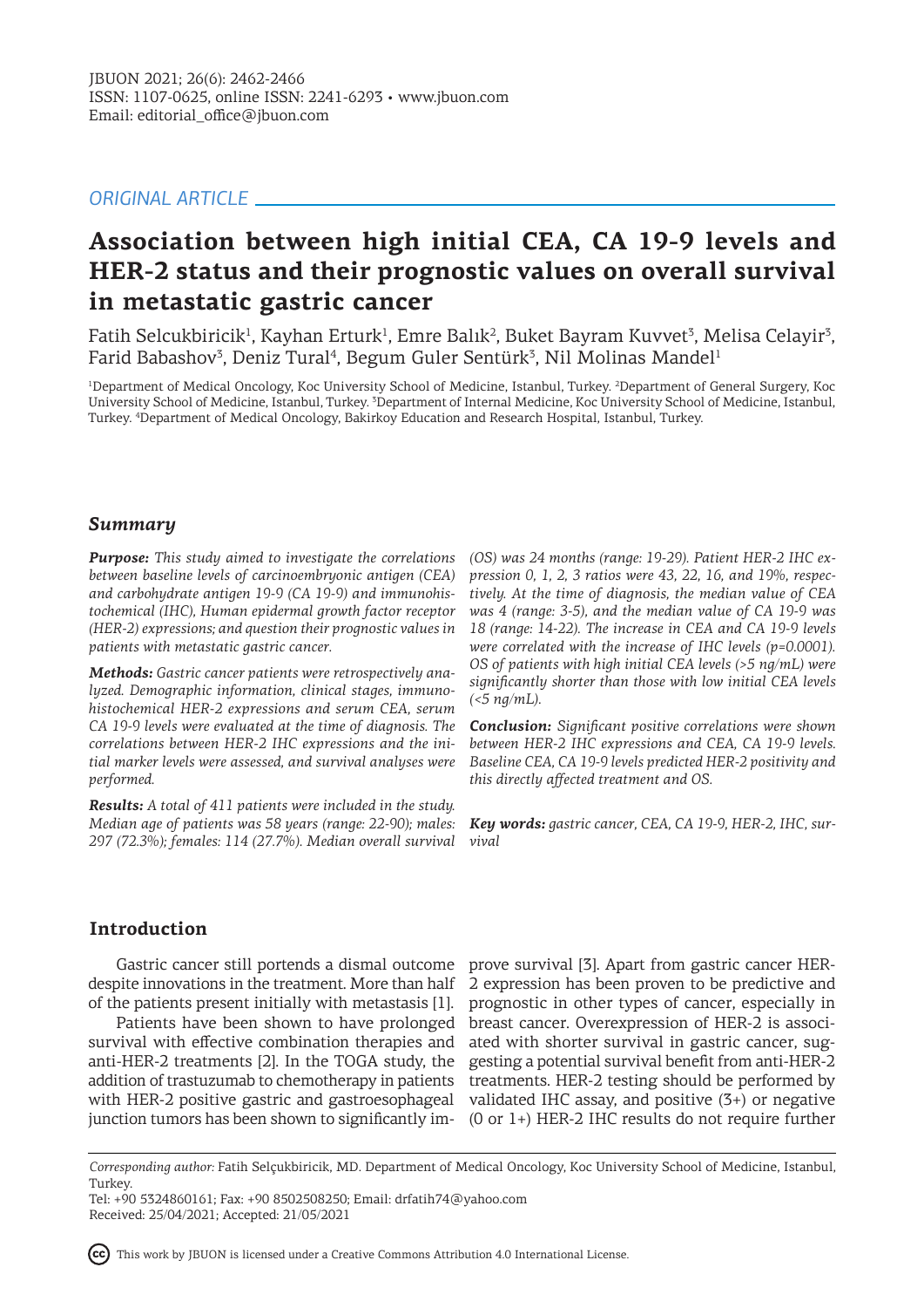ORIGINAL ARTICLE

# Association between high initial CEA, CA 19-9 levels and HER-2 status and their prognostic values on overall survival in metastatic gastric cancer

Fatih Selcukbiricik[1], Kayhan Erturk[1], Emre Balık[2], Buket Bayram Kuvvet[3], Melisa Celayir[3], Farid Babashov[3], Deniz Tural[4], Begum Guler Sentürk[3], Nil Molinas Mandel[1]

[1]Department of Medical Oncology, Koc University School of Medicine, Istanbul, Turkey. [2]Department of General Surgery, Koc University School of Medicine, Istanbul, Turkey. [3]Department of Internal Medicine, Koc University School of Medicine, Istanbul, Turkey. [4]Department of Medical Oncology, Bakirkoy Education and Research Hospital, Istanbul, Turkey.

## Summary

***Purpose:*** *This study aimed to investigate the correlations between baseline levels of carcinoembryonic antigen (CEA) and carbohydrate antigen 19-9 (CA 19-9) and immunohistochemical (IHC), Human epidermal growth factor receptor (HER-2) expressions; and question their prognostic values in patients with metastatic gastric cancer.*

***Methods:*** *Gastric cancer patients were retrospectively analyzed. Demographic information, clinical stages, immunohistochemical HER-2 expressions and serum CEA, serum CA 19-9 levels were evaluated at the time of diagnosis. The correlations between HER-2 IHC expressions and the initial marker levels were assessed, and survival analyses were performed.*

***Results:*** *A total of 411 patients were included in the study. Median age of patients was 58 years (range: 22-90); males: 297 (72.3%); females: 114 (27.7%). Median overall survival (OS) was 24 months (range: 19-29). Patient HER-2 IHC expression 0, 1, 2, 3 ratios were 43, 22, 16, and 19%, respectively. At the time of diagnosis, the median value of CEA was 4 (range: 3-5), and the median value of CA 19-9 was 18 (range: 14-22). The increase in CEA and CA 19-9 levels were correlated with the increase of IHC levels (p=0.0001). OS of patients with high initial CEA levels (>5 ng/mL) were significantly shorter than those with low initial CEA levels (<5 ng/mL).*

***Conclusion:*** *Significant positive correlations were shown between HER-2 IHC expressions and CEA, CA 19-9 levels. Baseline CEA, CA 19-9 levels predicted HER-2 positivity and this directly affected treatment and OS.*

***Key words:*** *gastric cancer, CEA, CA 19-9, HER-2, IHC, survival*

## Introduction

Gastric cancer still portends a dismal outcome despite innovations in the treatment. More than half of the patients present initially with metastasis [1].

Patients have been shown to have prolonged survival with effective combination therapies and anti-HER-2 treatments [2]. In the TOGA study, the addition of trastuzumab to chemotherapy in patients with HER-2 positive gastric and gastroesophageal junction tumors has been shown to significantly improve survival [3]. Apart from gastric cancer HER-2 expression has been proven to be predictive and prognostic in other types of cancer, especially in breast cancer. Overexpression of HER-2 is associated with shorter survival in gastric cancer, suggesting a potential survival benefit from anti-HER-2 treatments. HER-2 testing should be performed by validated IHC assay, and positive (3+) or negative (0 or 1+) HER-2 IHC results do not require further

*Corresponding author:* Fatih Selçukbiricik, MD. Department of Medical Oncology, Koc University School of Medicine, Istanbul, Turkey.
Tel: +90 5324860161; Fax: +90 8502508250; Email: drfatih74@yahoo.com
Received: 25/04/2021; Accepted: 21/05/2021

This work by JBUON is licensed under a Creative Commons Attribution 4.0 International License.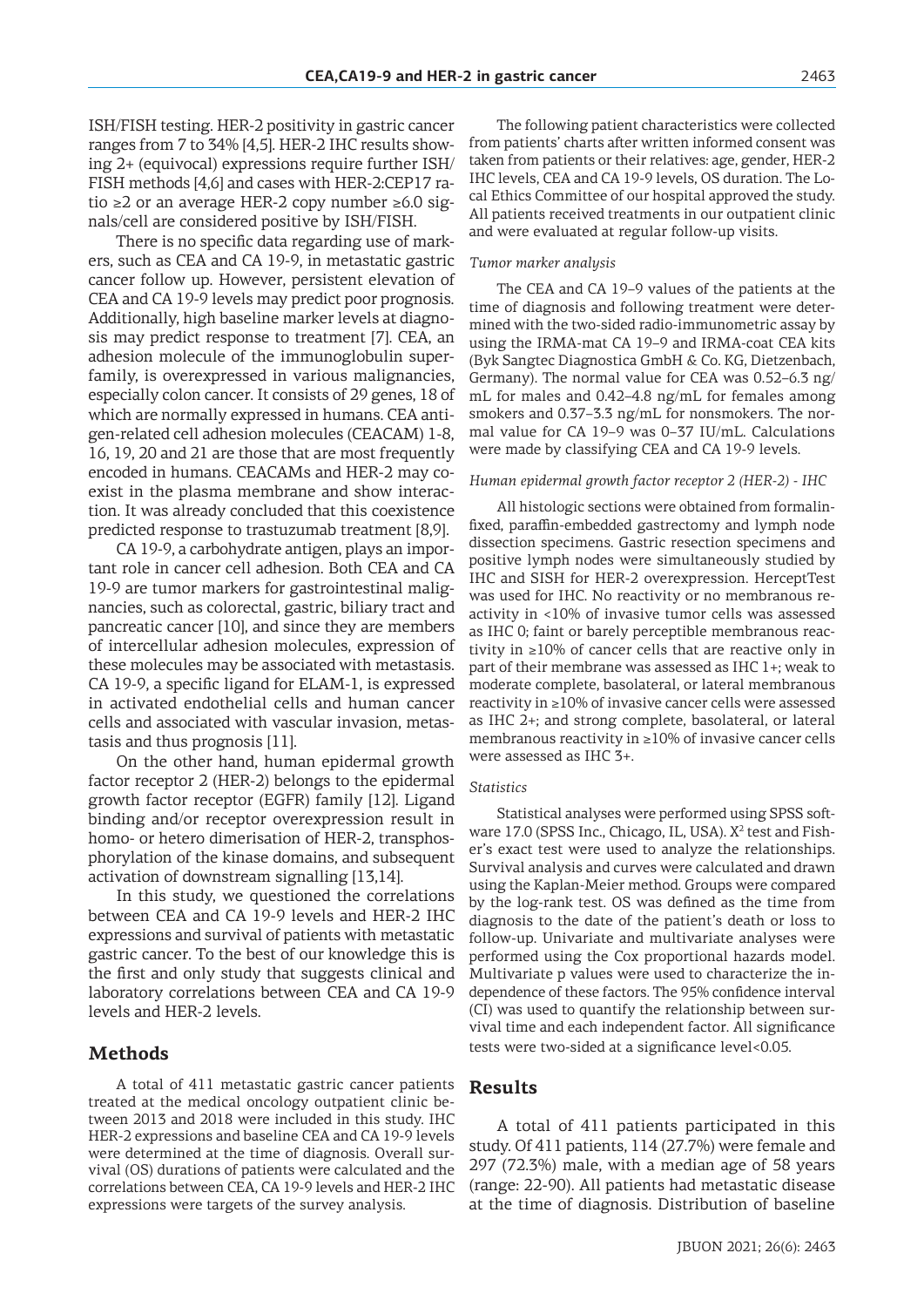ISH/FISH testing. HER-2 positivity in gastric cancer ranges from 7 to 34% [4,5]. HER-2 IHC results showing 2+ (equivocal) expressions require further ISH/FISH methods [4,6] and cases with HER-2:CEP17 ratio ≥2 or an average HER-2 copy number ≥6.0 signals/cell are considered positive by ISH/FISH.

There is no specific data regarding use of markers, such as CEA and CA 19-9, in metastatic gastric cancer follow up. However, persistent elevation of CEA and CA 19-9 levels may predict poor prognosis. Additionally, high baseline marker levels at diagnosis may predict response to treatment [7]. CEA, an adhesion molecule of the immunoglobulin superfamily, is overexpressed in various malignancies, especially colon cancer. It consists of 29 genes, 18 of which are normally expressed in humans. CEA antigen-related cell adhesion molecules (CEACAM) 1-8, 16, 19, 20 and 21 are those that are most frequently encoded in humans. CEACAMs and HER-2 may coexist in the plasma membrane and show interaction. It was already concluded that this coexistence predicted response to trastuzumab treatment [8,9].

CA 19-9, a carbohydrate antigen, plays an important role in cancer cell adhesion. Both CEA and CA 19-9 are tumor markers for gastrointestinal malignancies, such as colorectal, gastric, biliary tract and pancreatic cancer [10], and since they are members of intercellular adhesion molecules, expression of these molecules may be associated with metastasis. CA 19-9, a specific ligand for ELAM-1, is expressed in activated endothelial cells and human cancer cells and associated with vascular invasion, metastasis and thus prognosis [11].

On the other hand, human epidermal growth factor receptor 2 (HER-2) belongs to the epidermal growth factor receptor (EGFR) family [12]. Ligand binding and/or receptor overexpression result in homo- or hetero dimerisation of HER-2, transphosphorylation of the kinase domains, and subsequent activation of downstream signalling [13,14].

In this study, we questioned the correlations between CEA and CA 19-9 levels and HER-2 IHC expressions and survival of patients with metastatic gastric cancer. To the best of our knowledge this is the first and only study that suggests clinical and laboratory correlations between CEA and CA 19-9 levels and HER-2 levels.

## Methods

A total of 411 metastatic gastric cancer patients treated at the medical oncology outpatient clinic between 2013 and 2018 were included in this study. IHC HER-2 expressions and baseline CEA and CA 19-9 levels were determined at the time of diagnosis. Overall survival (OS) durations of patients were calculated and the correlations between CEA, CA 19-9 levels and HER-2 IHC expressions were targets of the survey analysis.

The following patient characteristics were collected from patients' charts after written informed consent was taken from patients or their relatives: age, gender, HER-2 IHC levels, CEA and CA 19-9 levels, OS duration. The Local Ethics Committee of our hospital approved the study. All patients received treatments in our outpatient clinic and were evaluated at regular follow-up visits.

*Tumor marker analysis*

The CEA and CA 19–9 values of the patients at the time of diagnosis and following treatment were determined with the two-sided radio-immunometric assay by using the IRMA-mat CA 19–9 and IRMA-coat CEA kits (Byk Sangtec Diagnostica GmbH & Co. KG, Dietzenbach, Germany). The normal value for CEA was 0.52–6.3 ng/mL for males and 0.42–4.8 ng/mL for females among smokers and 0.37–3.3 ng/mL for nonsmokers. The normal value for CA 19–9 was 0–37 IU/mL. Calculations were made by classifying CEA and CA 19-9 levels.

*Human epidermal growth factor receptor 2 (HER-2) - IHC*

All histologic sections were obtained from formalin-fixed, paraffin-embedded gastrectomy and lymph node dissection specimens. Gastric resection specimens and positive lymph nodes were simultaneously studied by IHC and SISH for HER-2 overexpression. HerceptTest was used for IHC. No reactivity or no membranous reactivity in <10% of invasive tumor cells was assessed as IHC 0; faint or barely perceptible membranous reactivity in ≥10% of cancer cells that are reactive only in part of their membrane was assessed as IHC 1+; weak to moderate complete, basolateral, or lateral membranous reactivity in ≥10% of invasive cancer cells were assessed as IHC 2+; and strong complete, basolateral, or lateral membranous reactivity in ≥10% of invasive cancer cells were assessed as IHC 3+.

*Statistics*

Statistical analyses were performed using SPSS software 17.0 (SPSS Inc., Chicago, IL, USA). $X^2$ test and Fisher's exact test were used to analyze the relationships. Survival analysis and curves were calculated and drawn using the Kaplan-Meier method. Groups were compared by the log-rank test. OS was defined as the time from diagnosis to the date of the patient's death or loss to follow-up. Univariate and multivariate analyses were performed using the Cox proportional hazards model. Multivariate p values were used to characterize the independence of these factors. The 95% confidence interval (CI) was used to quantify the relationship between survival time and each independent factor. All significance tests were two-sided at a significance level<0.05.

## Results

A total of 411 patients participated in this study. Of 411 patients, 114 (27.7%) were female and 297 (72.3%) male, with a median age of 58 years (range: 22-90). All patients had metastatic disease at the time of diagnosis. Distribution of baseline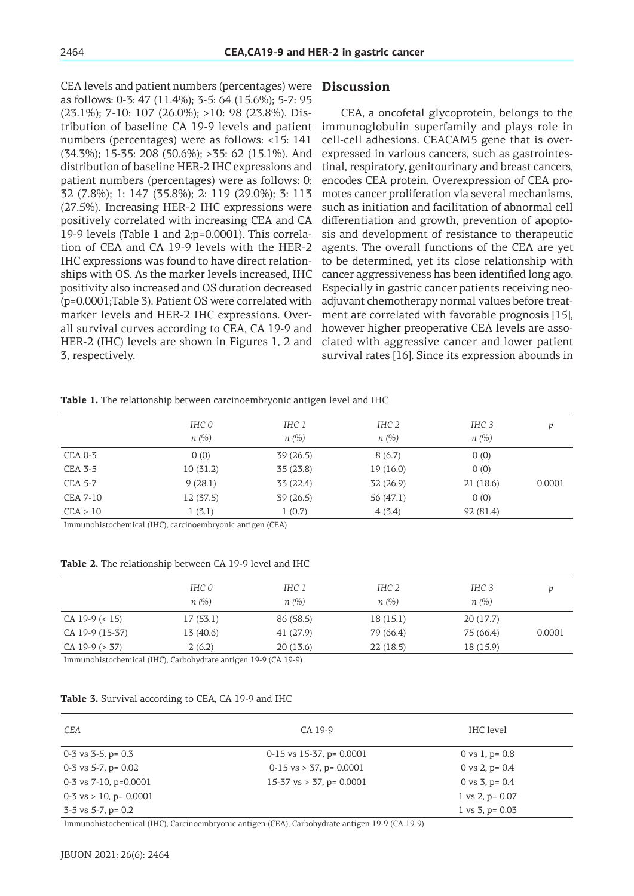CEA levels and patient numbers (percentages) were as follows: 0-3: 47 (11.4%); 3-5: 64 (15.6%); 5-7: 95 (23.1%); 7-10: 107 (26.0%); >10: 98 (23.8%). Distribution of baseline CA 19-9 levels and patient numbers (percentages) were as follows: <15: 141 (34.3%); 15-35: 208 (50.6%); >35: 62 (15.1%). And distribution of baseline HER-2 IHC expressions and patient numbers (percentages) were as follows: 0: 32 (7.8%); 1: 147 (35.8%); 2: 119 (29.0%); 3: 113 (27.5%). Increasing HER-2 IHC expressions were positively correlated with increasing CEA and CA 19-9 levels (Table 1 and 2;p=0.0001). This correlation of CEA and CA 19-9 levels with the HER-2 IHC expressions was found to have direct relationships with OS. As the marker levels increased, IHC positivity also increased and OS duration decreased (p=0.0001;Table 3). Patient OS were correlated with marker levels and HER-2 IHC expressions. Overall survival curves according to CEA, CA 19-9 and HER-2 (IHC) levels are shown in Figures 1, 2 and 3, respectively.

## Discussion

CEA, a oncofetal glycoprotein, belongs to the immunoglobulin superfamily and plays role in cell-cell adhesions. CEACAM5 gene that is overexpressed in various cancers, such as gastrointestinal, respiratory, genitourinary and breast cancers, encodes CEA protein. Overexpression of CEA promotes cancer proliferation via several mechanisms, such as initiation and facilitation of abnormal cell differentiation and growth, prevention of apoptosis and development of resistance to therapeutic agents. The overall functions of the CEA are yet to be determined, yet its close relationship with cancer aggressiveness has been identified long ago. Especially in gastric cancer patients receiving neoadjuvant chemotherapy normal values before treatment are correlated with favorable prognosis [15], however higher preoperative CEA levels are associated with aggressive cancer and lower patient survival rates [16]. Since its expression abounds in

**Table 1.** The relationship between carcinoembryonic antigen level and IHC

| | *IHC 0* *n (%)* | *IHC 1* *n (%)* | *IHC 2* *n (%)* | *IHC 3* *n (%)* | *p* |
|---|---|---|---|---|---|
| CEA 0-3 | 0 (0) | 39 (26.5) | 8 (6.7) | 0 (0) | |
| CEA 3-5 | 10 (31.2) | 35 (23.8) | 19 (16.0) | 0 (0) | |
| CEA 5-7 | 9 (28.1) | 33 (22.4) | 32 (26.9) | 21 (18.6) | 0.0001 |
| CEA 7-10 | 12 (37.5) | 39 (26.5) | 56 (47.1) | 0 (0) | |
| CEA > 10 | 1 (3.1) | 1 (0.7) | 4 (3.4) | 92 (81.4) | |

Immunohistochemical (IHC), carcinoembryonic antigen (CEA)

**Table 2.** The relationship between CA 19-9 level and IHC

| | *IHC 0* *n (%)* | *IHC 1* *n (%)* | *IHC 2* *n (%)* | *IHC 3* *n (%)* | *p* |
|---|---|---|---|---|---|
| CA 19-9 (< 15) | 17 (53.1) | 86 (58.5) | 18 (15.1) | 20 (17.7) | |
| CA 19-9 (15-37) | 13 (40.6) | 41 (27.9) | 79 (66.4) | 75 (66.4) | 0.0001 |
| CA 19-9 (> 37) | 2 (6.2) | 20 (13.6) | 22 (18.5) | 18 (15.9) | |

Immunohistochemical (IHC), Carbohydrate antigen 19-9 (CA 19-9)

**Table 3.** Survival according to CEA, CA 19-9 and IHC

| *CEA* | CA 19-9 | IHC level |
|---|---|---|
| 0-3 vs 3-5, p= 0.3 | 0-15 vs 15-37, p= 0.0001 | 0 vs 1, p= 0.8 |
| 0-3 vs 5-7, p= 0.02 | 0-15 vs > 37, p= 0.0001 | 0 vs 2, p= 0.4 |
| 0-3 vs 7-10, p=0.0001 | 15-37 vs > 37, p= 0.0001 | 0 vs 3, p= 0.4 |
| 0-3 vs > 10, p= 0.0001 | | 1 vs 2, p= 0.07 |
| 3-5 vs 5-7, p= 0.2 | | 1 vs 3, p= 0.03 |

Immunohistochemical (IHC), Carcinoembryonic antigen (CEA), Carbohydrate antigen 19-9 (CA 19-9)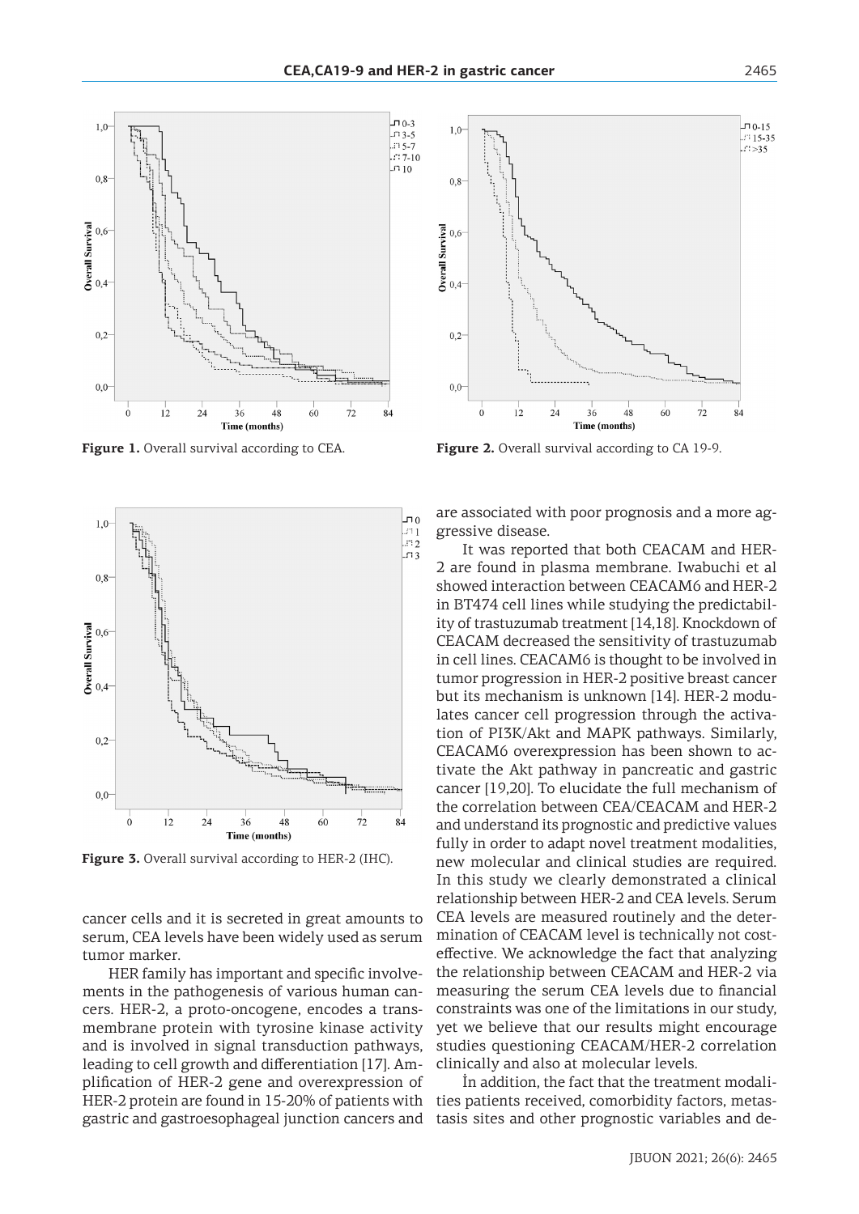**Figure 1.** Overall survival according to CEA.

**Figure 2.** Overall survival according to CA 19-9.

**Figure 3.** Overall survival according to HER-2 (IHC).

cancer cells and it is secreted in great amounts to serum, CEA levels have been widely used as serum tumor marker.

HER family has important and specific involvements in the pathogenesis of various human cancers. HER-2, a proto-oncogene, encodes a transmembrane protein with tyrosine kinase activity and is involved in signal transduction pathways, leading to cell growth and differentiation [17]. Amplification of HER-2 gene and overexpression of HER-2 protein are found in 15-20% of patients with gastric and gastroesophageal junction cancers and are associated with poor prognosis and a more aggressive disease.

It was reported that both CEACAM and HER-2 are found in plasma membrane. Iwabuchi et al showed interaction between CEACAM6 and HER-2 in BT474 cell lines while studying the predictability of trastuzumab treatment [14,18]. Knockdown of CEACAM decreased the sensitivity of trastuzumab in cell lines. CEACAM6 is thought to be involved in tumor progression in HER-2 positive breast cancer but its mechanism is unknown [14]. HER-2 modulates cancer cell progression through the activation of PI3K/Akt and MAPK pathways. Similarly, CEACAM6 overexpression has been shown to activate the Akt pathway in pancreatic and gastric cancer [19,20]. To elucidate the full mechanism of the correlation between CEA/CEACAM and HER-2 and understand its prognostic and predictive values fully in order to adapt novel treatment modalities, new molecular and clinical studies are required. In this study we clearly demonstrated a clinical relationship between HER-2 and CEA levels. Serum CEA levels are measured routinely and the determination of CEACAM level is technically not cost-effective. We acknowledge the fact that analyzing the relationship between CEACAM and HER-2 via measuring the serum CEA levels due to financial constraints was one of the limitations in our study, yet we believe that our results might encourage studies questioning CEACAM/HER-2 correlation clinically and also at molecular levels.

İn addition, the fact that the treatment modalities patients received, comorbidity factors, metastasis sites and other prognostic variables and de-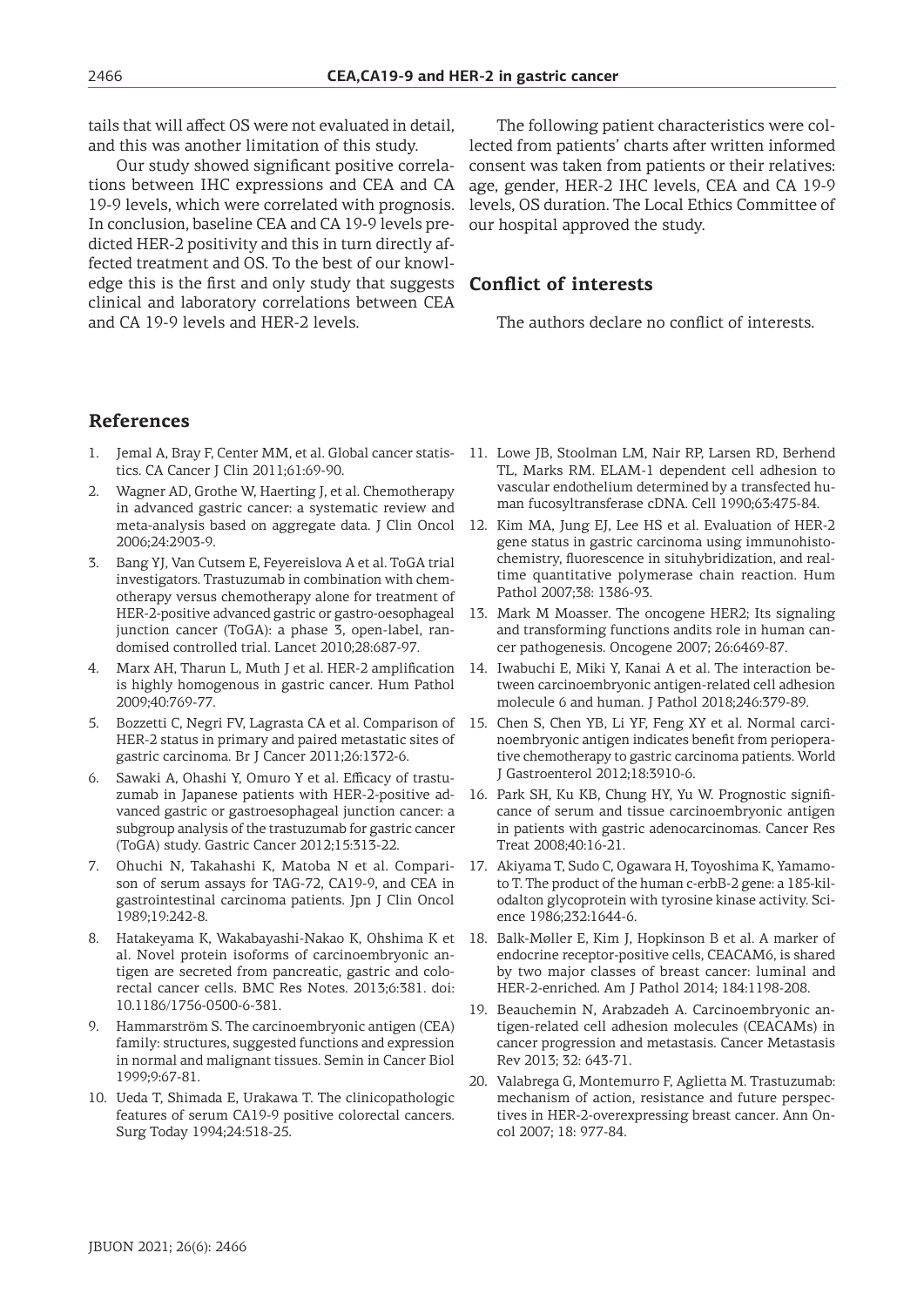tails that will affect OS were not evaluated in detail, and this was another limitation of this study.

Our study showed significant positive correlations between IHC expressions and CEA and CA 19-9 levels, which were correlated with prognosis. In conclusion, baseline CEA and CA 19-9 levels predicted HER-2 positivity and this in turn directly affected treatment and OS. To the best of our knowledge this is the first and only study that suggests clinical and laboratory correlations between CEA and CA 19-9 levels and HER-2 levels.

The following patient characteristics were collected from patients' charts after written informed consent was taken from patients or their relatives: age, gender, HER-2 IHC levels, CEA and CA 19-9 levels, OS duration. The Local Ethics Committee of our hospital approved the study.

## Conflict of interests

The authors declare no conflict of interests.

## References

1. Jemal A, Bray F, Center MM, et al. Global cancer statistics. CA Cancer J Clin 2011;61:69-90.
2. Wagner AD, Grothe W, Haerting J, et al. Chemotherapy in advanced gastric cancer: a systematic review and meta-analysis based on aggregate data. J Clin Oncol 2006;24:2903-9.
3. Bang YJ, Van Cutsem E, Feyereislova A et al. ToGA trial investigators. Trastuzumab in combination with chemotherapy versus chemotherapy alone for treatment of HER-2-positive advanced gastric or gastro-oesophageal junction cancer (ToGA): a phase 3, open-label, randomised controlled trial. Lancet 2010;28:687-97.
4. Marx AH, Tharun L, Muth J et al. HER-2 amplification is highly homogenous in gastric cancer. Hum Pathol 2009;40:769-77.
5. Bozzetti C, Negri FV, Lagrasta CA et al. Comparison of HER-2 status in primary and paired metastatic sites of gastric carcinoma. Br J Cancer 2011;26:1372-6.
6. Sawaki A, Ohashi Y, Omuro Y et al. Efficacy of trastuzumab in Japanese patients with HER-2-positive advanced gastric or gastroesophageal junction cancer: a subgroup analysis of the trastuzumab for gastric cancer (ToGA) study. Gastric Cancer 2012;15:313-22.
7. Ohuchi N, Takahashi K, Matoba N et al. Comparison of serum assays for TAG-72, CA19-9, and CEA in gastrointestinal carcinoma patients. Jpn J Clin Oncol 1989;19:242-8.
8. Hatakeyama K, Wakabayashi-Nakao K, Ohshima K et al. Novel protein isoforms of carcinoembryonic antigen are secreted from pancreatic, gastric and colorectal cancer cells. BMC Res Notes. 2013;6:381. doi: 10.1186/1756-0500-6-381.
9. Hammarström S. The carcinoembryonic antigen (CEA) family: structures, suggested functions and expression in normal and malignant tissues. Semin in Cancer Biol 1999;9:67-81.
10. Ueda T, Shimada E, Urakawa T. The clinicopathologic features of serum CA19-9 positive colorectal cancers. Surg Today 1994;24:518-25.
11. Lowe JB, Stoolman LM, Nair RP, Larsen RD, Berhend TL, Marks RM. ELAM-1 dependent cell adhesion to vascular endothelium determined by a transfected human fucosyltransferase cDNA. Cell 1990;63:475-84.
12. Kim MA, Jung EJ, Lee HS et al. Evaluation of HER-2 gene status in gastric carcinoma using immunohistochemistry, fluorescence in situhybridization, and realtime quantitative polymerase chain reaction. Hum Pathol 2007;38: 1386-93.
13. Mark M Moasser. The oncogene HER2; Its signaling and transforming functions andits role in human cancer pathogenesis. Oncogene 2007; 26:6469-87.
14. Iwabuchi E, Miki Y, Kanai A et al. The interaction between carcinoembryonic antigen-related cell adhesion molecule 6 and human. J Pathol 2018;246:379-89.
15. Chen S, Chen YB, Li YF, Feng XY et al. Normal carcinoembryonic antigen indicates benefit from perioperative chemotherapy to gastric carcinoma patients. World J Gastroenterol 2012;18:3910-6.
16. Park SH, Ku KB, Chung HY, Yu W. Prognostic significance of serum and tissue carcinoembryonic antigen in patients with gastric adenocarcinomas. Cancer Res Treat 2008;40:16-21.
17. Akiyama T, Sudo C, Ogawara H, Toyoshima K, Yamamoto T. The product of the human c-erbB-2 gene: a 185-kilodalton glycoprotein with tyrosine kinase activity. Science 1986;232:1644-6.
18. Balk-Møller E, Kim J, Hopkinson B et al. A marker of endocrine receptor-positive cells, CEACAM6, is shared by two major classes of breast cancer: luminal and HER-2-enriched. Am J Pathol 2014; 184:1198-208.
19. Beauchemin N, Arabzadeh A. Carcinoembryonic antigen-related cell adhesion molecules (CEACAMs) in cancer progression and metastasis. Cancer Metastasis Rev 2013; 32: 643-71.
20. Valabrega G, Montemurro F, Aglietta M. Trastuzumab: mechanism of action, resistance and future perspectives in HER-2-overexpressing breast cancer. Ann Oncol 2007; 18: 977-84.